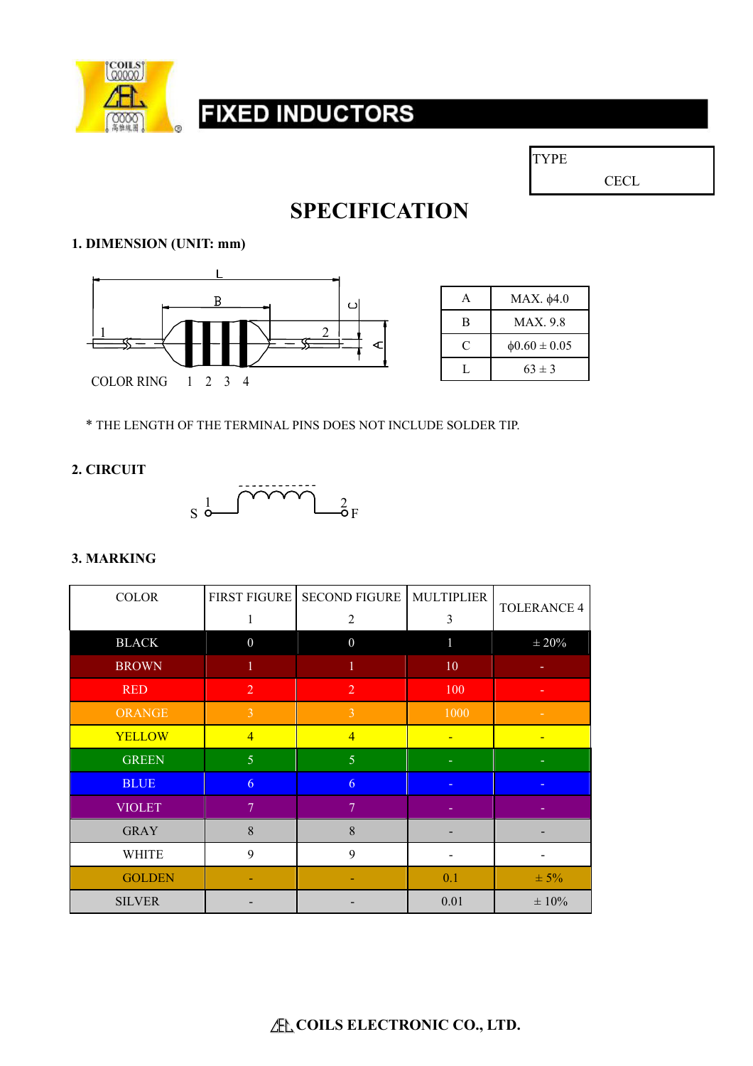# FIXED INDUCTORS

| TYPE |
|---|
| CECL |

## SPECIFICATION

### 1. DIMENSION (UNIT: mm)

L

B

C

A

1

2

COLOR RING 1 2 3 4

| | |
|---|---|
| A | MAX. ϕ4.0 |
| B | MAX. 9.8 |
| C | ϕ0.60 ± 0.05 |
| L | 63 ± 3 |

* THE LENGTH OF THE TERMINAL PINS DOES NOT INCLUDE SOLDER TIP.

### 2. CIRCUIT

S 1 2 F

### 3. MARKING

| COLOR | FIRST FIGURE 1 | SECOND FIGURE 2 | MULTIPLIER 3 | TOLERANCE 4 |
|---|---|---|---|---|
| BLACK | 0 | 0 | 1 | ± 20% |
| BROWN | 1 | 1 | 10 | - |
| RED | 2 | 2 | 100 | - |
| ORANGE | 3 | 3 | 1000 | - |
| YELLOW | 4 | 4 | - | - |
| GREEN | 5 | 5 | - | - |
| BLUE | 6 | 6 | - | - |
| VIOLET | 7 | 7 | - | - |
| GRAY | 8 | 8 | - | - |
| WHITE | 9 | 9 | - | - |
| GOLDEN | - | - | 0.1 | ± 5% |
| SILVER | - | - | 0.01 | ± 10% |

COILS ELECTRONIC CO., LTD.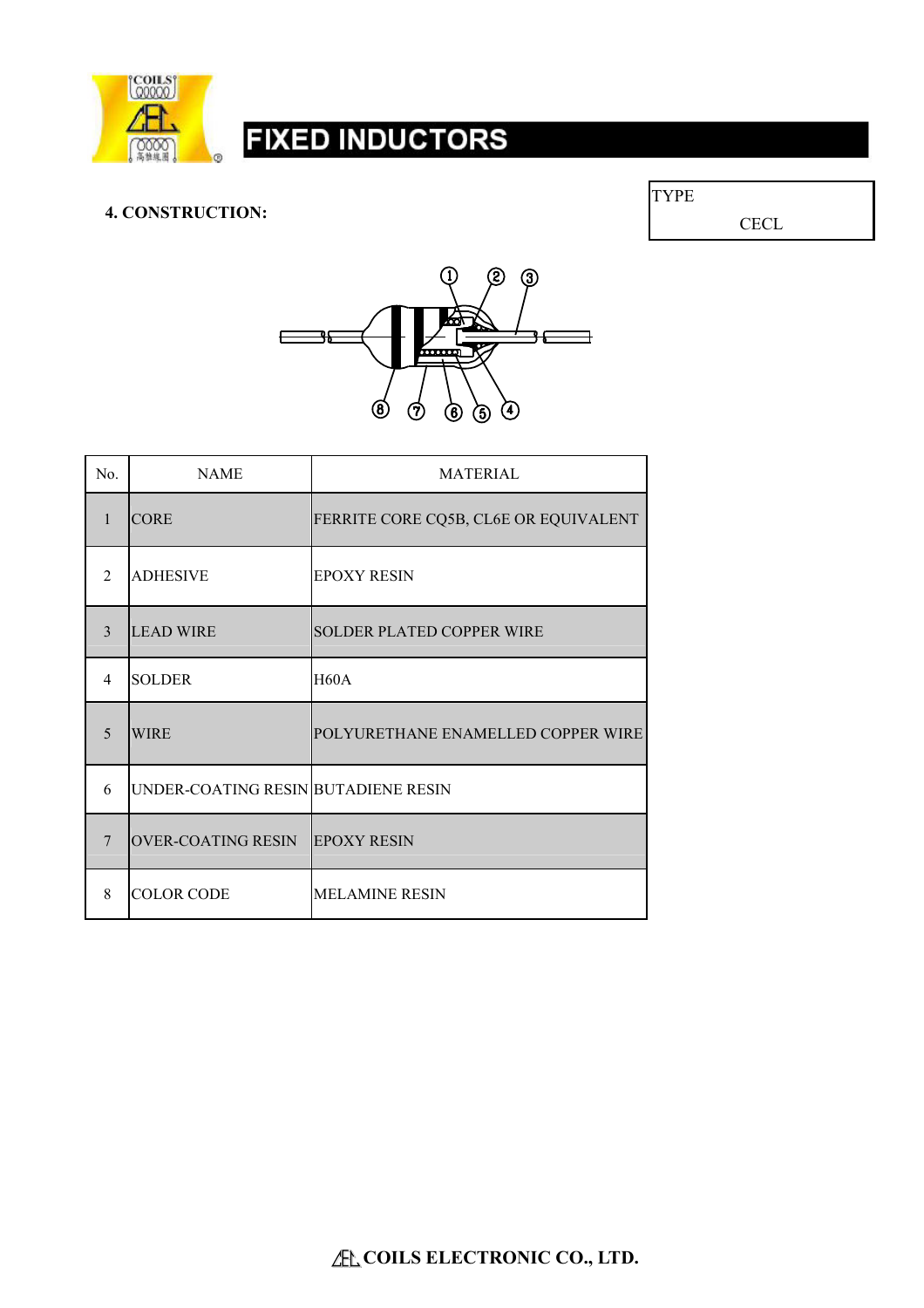# FIXED INDUCTORS

**4. CONSTRUCTION:**

| TYPE |
|---|
| CECL |

| No. | NAME | MATERIAL |
|---|---|---|
| 1 | CORE | FERRITE CORE CQ5B, CL6E OR EQUIVALENT |
| 2 | ADHESIVE | EPOXY RESIN |
| 3 | LEAD WIRE | SOLDER PLATED COPPER WIRE |
| 4 | SOLDER | H60A |
| 5 | WIRE | POLYURETHANE ENAMELLED COPPER WIRE |
| 6 | UNDER-COATING RESIN | BUTADIENE RESIN |
| 7 | OVER-COATING RESIN | EPOXY RESIN |
| 8 | COLOR CODE | MELAMINE RESIN |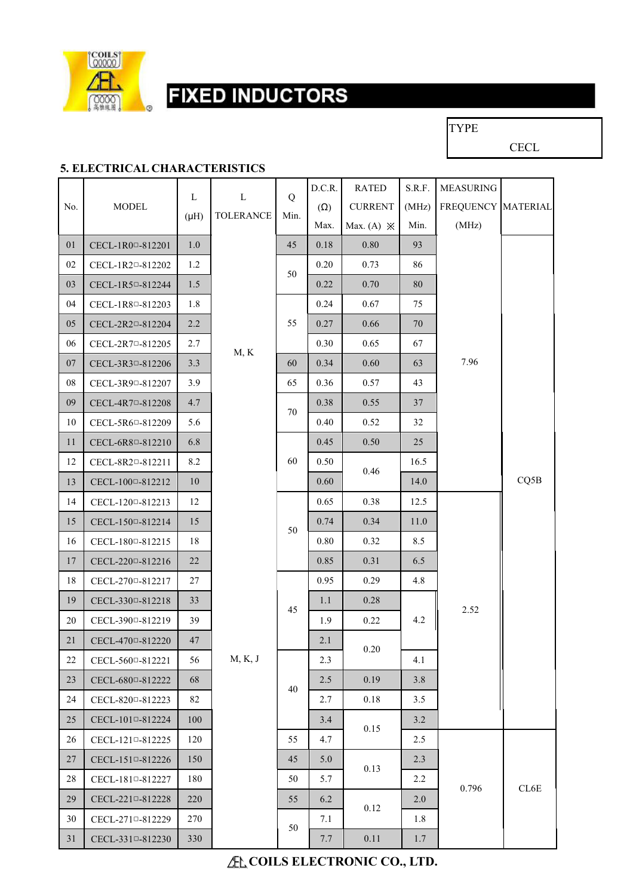# FIXED INDUCTORS

TYPE CECL

## 5. ELECTRICAL CHARACTERISTICS

| No. | MODEL | L (μH) | L TOLERANCE | Q Min. | D.C.R. (Ω) Max. | RATED CURRENT Max. (A) ※ | S.R.F. (MHz) Min. | MEASURING FREQUENCY (MHz) | MATERIAL |
|---|---|---|---|---|---|---|---|---|---|
| 01 | CECL-1R0□-812201 | 1.0 | M, K | 45 | 0.18 | 0.80 | 93 | 7.96 | CQ5B |
| 02 | CECL-1R2□-812202 | 1.2 | M, K | 50 | 0.20 | 0.73 | 86 | 7.96 | CQ5B |
| 03 | CECL-1R5□-812244 | 1.5 | M, K | 50 | 0.22 | 0.70 | 80 | 7.96 | CQ5B |
| 04 | CECL-1R8□-812203 | 1.8 | M, K | 55 | 0.24 | 0.67 | 75 | 7.96 | CQ5B |
| 05 | CECL-2R2□-812204 | 2.2 | M, K | 55 | 0.27 | 0.66 | 70 | 7.96 | CQ5B |
| 06 | CECL-2R7□-812205 | 2.7 | M, K | 55 | 0.30 | 0.65 | 67 | 7.96 | CQ5B |
| 07 | CECL-3R3□-812206 | 3.3 | M, K | 60 | 0.34 | 0.60 | 63 | 7.96 | CQ5B |
| 08 | CECL-3R9□-812207 | 3.9 | M, K | 65 | 0.36 | 0.57 | 43 | 7.96 | CQ5B |
| 09 | CECL-4R7□-812208 | 4.7 | M, K | 70 | 0.38 | 0.55 | 37 | 7.96 | CQ5B |
| 10 | CECL-5R6□-812209 | 5.6 | M, K | 70 | 0.40 | 0.52 | 32 | 7.96 | CQ5B |
| 11 | CECL-6R8□-812210 | 6.8 | M, K | 60 | 0.45 | 0.50 | 25 | 7.96 | CQ5B |
| 12 | CECL-8R2□-812211 | 8.2 | M, K | 60 | 0.50 | 0.46 | 16.5 | 7.96 | CQ5B |
| 13 | CECL-100□-812212 | 10 | M, K | 60 | 0.60 | 0.46 | 14.0 | 7.96 | CQ5B |
| 14 | CECL-120□-812213 | 12 | M, K, J | 50 | 0.65 | 0.38 | 12.5 | 2.52 | CQ5B |
| 15 | CECL-150□-812214 | 15 | M, K, J | 50 | 0.74 | 0.34 | 11.0 | 2.52 | CQ5B |
| 16 | CECL-180□-812215 | 18 | M, K, J | 50 | 0.80 | 0.32 | 8.5 | 2.52 | CQ5B |
| 17 | CECL-220□-812216 | 22 | M, K, J | 50 | 0.85 | 0.31 | 6.5 | 2.52 | CQ5B |
| 18 | CECL-270□-812217 | 27 | M, K, J | 45 | 0.95 | 0.29 | 4.8 | 2.52 | CQ5B |
| 19 | CECL-330□-812218 | 33 | M, K, J | 45 | 1.1 | 0.28 | 4.2 | 2.52 | CQ5B |
| 20 | CECL-390□-812219 | 39 | M, K, J | 45 | 1.9 | 0.22 | 4.2 | 2.52 | CQ5B |
| 21 | CECL-470□-812220 | 47 | M, K, J | 45 | 2.1 | 0.20 | 4.2 | 2.52 | CQ5B |
| 22 | CECL-560□-812221 | 56 | M, K, J | 40 | 2.3 | 0.20 | 4.1 | 2.52 | CQ5B |
| 23 | CECL-680□-812222 | 68 | M, K, J | 40 | 2.5 | 0.19 | 3.8 | 2.52 | CQ5B |
| 24 | CECL-820□-812223 | 82 | M, K, J | 40 | 2.7 | 0.18 | 3.5 | 2.52 | CQ5B |
| 25 | CECL-101□-812224 | 100 | M, K, J | 40 | 3.4 | 0.15 | 3.2 | 2.52 | CQ5B |
| 26 | CECL-121□-812225 | 120 | M, K, J | 55 | 4.7 | 0.15 | 2.5 | 0.796 | CL6E |
| 27 | CECL-151□-812226 | 150 | M, K, J | 45 | 5.0 | 0.13 | 2.3 | 0.796 | CL6E |
| 28 | CECL-181□-812227 | 180 | M, K, J | 50 | 5.7 | 0.13 | 2.2 | 0.796 | CL6E |
| 29 | CECL-221□-812228 | 220 | M, K, J | 55 | 6.2 | 0.12 | 2.0 | 0.796 | CL6E |
| 30 | CECL-271□-812229 | 270 | M, K, J | 50 | 7.1 | 0.12 | 1.8 | 0.796 | CL6E |
| 31 | CECL-331□-812230 | 330 | M, K, J | 50 | 7.7 | 0.11 | 1.7 | 0.796 | CL6E |

COILS ELECTRONIC CO., LTD.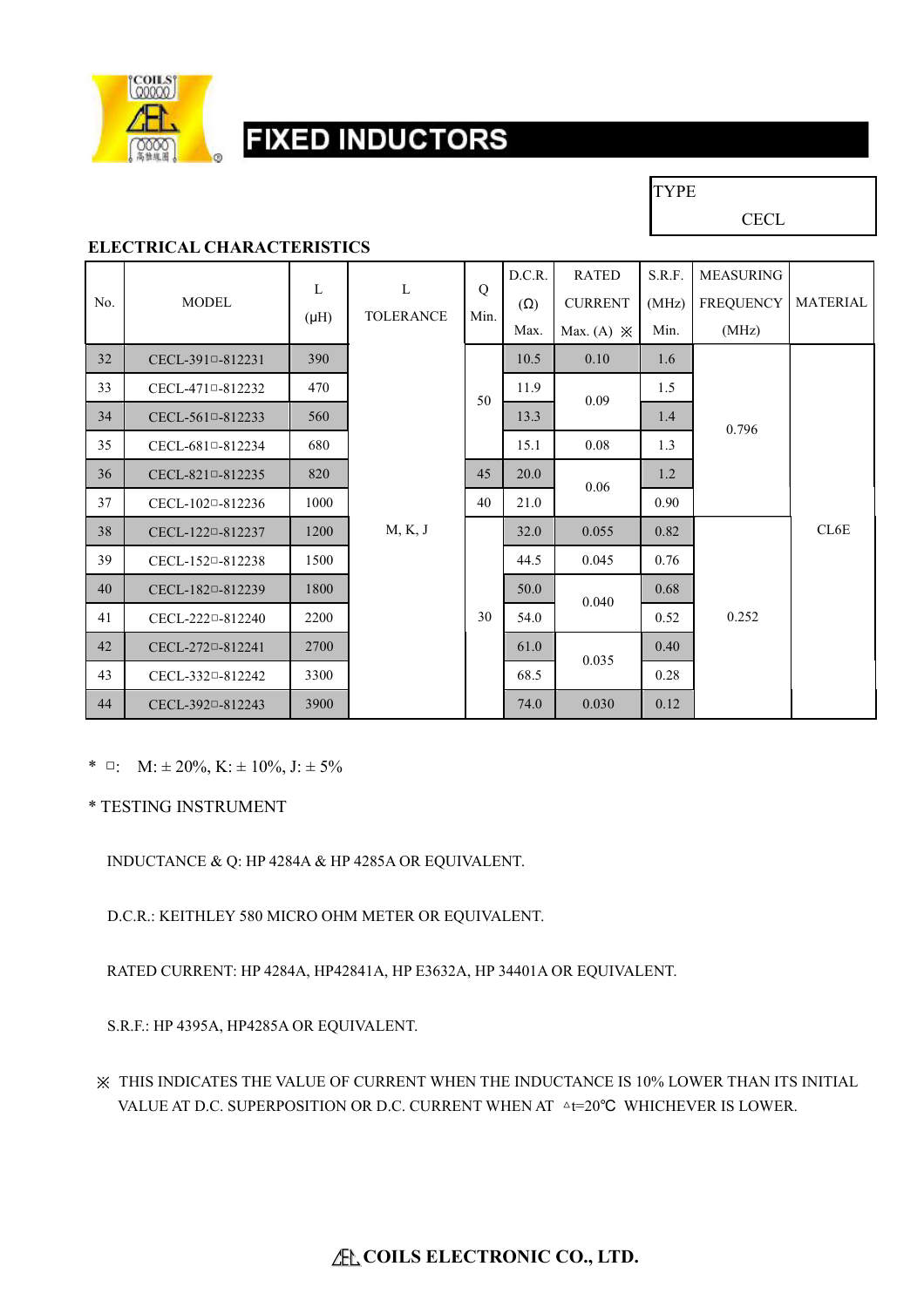# FIXED INDUCTORS

| TYPE |
|---|
| CECL |

## ELECTRICAL CHARACTERISTICS

| No. | MODEL | L (μH) | L TOLERANCE | Q Min. | D.C.R. (Ω) Max. | RATED CURRENT Max. (A) ※ | S.R.F. (MHz) Min. | MEASURING FREQUENCY (MHz) | MATERIAL |
|---|---|---|---|---|---|---|---|---|---|
| 32 | CECL-391□-812231 | 390 | M, K, J | 50 | 10.5 | 0.10 | 1.6 | 0.796 | CL6E |
| 33 | CECL-471□-812232 | 470 | | | 11.9 | 0.09 | 1.5 | | |
| 34 | CECL-561□-812233 | 560 | | | 13.3 | | 1.4 | | |
| 35 | CECL-681□-812234 | 680 | | | 15.1 | 0.08 | 1.3 | | |
| 36 | CECL-821□-812235 | 820 | | 45 | 20.0 | 0.06 | 1.2 | | |
| 37 | CECL-102□-812236 | 1000 | | 40 | 21.0 | | 0.90 | | |
| 38 | CECL-122□-812237 | 1200 | | 30 | 32.0 | 0.055 | 0.82 | 0.252 | |
| 39 | CECL-152□-812238 | 1500 | | | 44.5 | 0.045 | 0.76 | | |
| 40 | CECL-182□-812239 | 1800 | | | 50.0 | 0.040 | 0.68 | | |
| 41 | CECL-222□-812240 | 2200 | | | 54.0 | | 0.52 | | |
| 42 | CECL-272□-812241 | 2700 | | | 61.0 | 0.035 | 0.40 | | |
| 43 | CECL-332□-812242 | 3300 | | | 68.5 | | 0.28 | | |
| 44 | CECL-392□-812243 | 3900 | | | 74.0 | 0.030 | 0.12 | | |

* □: M: ± 20%, K: ± 10%, J: ± 5%

* TESTING INSTRUMENT

INDUCTANCE & Q: HP 4284A & HP 4285A OR EQUIVALENT.

D.C.R.: KEITHLEY 580 MICRO OHM METER OR EQUIVALENT.

RATED CURRENT: HP 4284A, HP42841A, HP E3632A, HP 34401A OR EQUIVALENT.

S.R.F.: HP 4395A, HP4285A OR EQUIVALENT.

※ THIS INDICATES THE VALUE OF CURRENT WHEN THE INDUCTANCE IS 10% LOWER THAN ITS INITIAL VALUE AT D.C. SUPERPOSITION OR D.C. CURRENT WHEN AT △t=20℃ WHICHEVER IS LOWER.

COILS ELECTRONIC CO., LTD.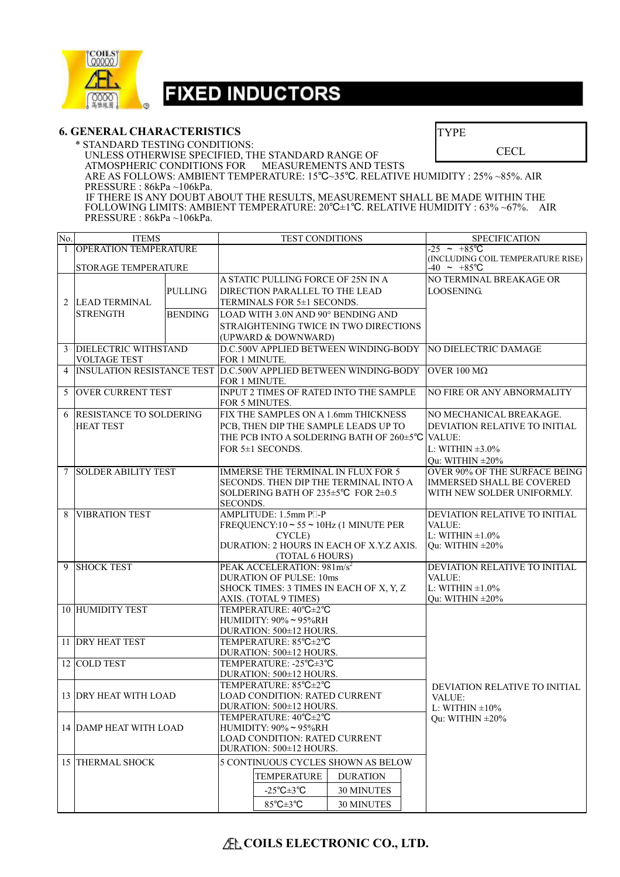# FIXED INDUCTORS

| TYPE |
|---|
| CECL |

## 6. GENERAL CHARACTERISTICS

\* STANDARD TESTING CONDITIONS:

UNLESS OTHERWISE SPECIFIED, THE STANDARD RANGE OF ATMOSPHERIC CONDITIONS FOR MEASUREMENTS AND TESTS ARE AS FOLLOWS: AMBIENT TEMPERATURE: 15℃~35℃. RELATIVE HUMIDITY : 25% ~85%. AIR PRESSURE : 86kPa ~106kPa.

IF THERE IS ANY DOUBT ABOUT THE RESULTS, MEASUREMENT SHALL BE MADE WITHIN THE FOLLOWING LIMITS: AMBIENT TEMPERATURE: 20℃±1℃. RELATIVE HUMIDITY : 63% ~67%. AIR PRESSURE : 86kPa ~106kPa.

| No. | ITEMS | | TEST CONDITIONS | SPECIFICATION |
|---|---|---|---|---|
| 1 | OPERATION TEMPERATURE | | | -25 ~ +85℃ (INCLUDING COIL TEMPERATURE RISE) |
| | STORAGE TEMPERATURE | | | -40 ~ +85℃ |
| 2 | LEAD TERMINAL STRENGTH | PULLING | A STATIC PULLING FORCE OF 25N IN A DIRECTION PARALLEL TO THE LEAD TERMINALS FOR 5±1 SECONDS. | NO TERMINAL BREAKAGE OR LOOSENING. |
| | | BENDING | LOAD WITH 3.0N AND 90° BENDING AND STRAIGHTENING TWICE IN TWO DIRECTIONS (UPWARD & DOWNWARD) | |
| 3 | DIELECTRIC WITHSTAND VOLTAGE TEST | | D.C.500V APPLIED BETWEEN WINDING-BODY FOR 1 MINUTE. | NO DIELECTRIC DAMAGE |
| 4 | INSULATION RESISTANCE TEST | | D.C.500V APPLIED BETWEEN WINDING-BODY FOR 1 MINUTE. | OVER 100 MΩ |
| 5 | OVER CURRENT TEST | | INPUT 2 TIMES OF RATED INTO THE SAMPLE FOR 5 MINUTES. | NO FIRE OR ANY ABNORMALITY |
| 6 | RESISTANCE TO SOLDERING HEAT TEST | | FIX THE SAMPLES ON A 1.6mm THICKNESS PCB, THEN DIP THE SAMPLE LEADS UP TO THE PCB INTO A SOLDERING BATH OF 260±5℃ FOR 5±1 SECONDS. | NO MECHANICAL BREAKAGE. DEVIATION RELATIVE TO INITIAL VALUE: L: WITHIN ±3.0% Qu: WITHIN ±20% |
| 7 | SOLDER ABILITY TEST | | IMMERSE THE TERMINAL IN FLUX FOR 5 SECONDS. THEN DIP THE TERMINAL INTO A SOLDERING BATH OF 235±5℃ FOR 2±0.5 SECONDS. | OVER 90% OF THE SURFACE BEING IMMERSED SHALL BE COVERED WITH NEW SOLDER UNIFORMLY. |
| 8 | VIBRATION TEST | | AMPLITUDE: 1.5mm P-P FREQUENCY:10 ~ 55 ~ 10Hz (1 MINUTE PER CYCLE) DURATION: 2 HOURS IN EACH OF X.Y.Z AXIS. (TOTAL 6 HOURS) | DEVIATION RELATIVE TO INITIAL VALUE: L: WITHIN ±1.0% Qu: WITHIN ±20% |
| 9 | SHOCK TEST | | PEAK ACCELERATION: 981m/s² DURATION OF PULSE: 10ms SHOCK TIMES: 3 TIMES IN EACH OF X, Y, Z AXIS. (TOTAL 9 TIMES) | DEVIATION RELATIVE TO INITIAL VALUE: L: WITHIN ±1.0% Qu: WITHIN ±20% |
| 10 | HUMIDITY TEST | | TEMPERATURE: 40℃±2℃ HUMIDITY: 90% ~ 95%RH DURATION: 500±12 HOURS. | DEVIATION RELATIVE TO INITIAL VALUE: L: WITHIN ±10% Qu: WITHIN ±20% |
| 11 | DRY HEAT TEST | | TEMPERATURE: 85℃±2℃ DURATION: 500±12 HOURS. | |
| 12 | COLD TEST | | TEMPERATURE: -25℃±3℃ DURATION: 500±12 HOURS. | |
| 13 | DRY HEAT WITH LOAD | | TEMPERATURE: 85℃±2℃ LOAD CONDITION: RATED CURRENT DURATION: 500±12 HOURS. | |
| 14 | DAMP HEAT WITH LOAD | | TEMPERATURE: 40℃±2℃ HUMIDITY: 90% ~ 95%RH LOAD CONDITION: RATED CURRENT DURATION: 500±12 HOURS. | |
| 15 | THERMAL SHOCK | | 5 CONTINUOUS CYCLES SHOWN AS BELOW<br>TEMPERATURE / DURATION<br>-25℃±3℃ / 30 MINUTES<br>85℃±3℃ / 30 MINUTES | |

COILS ELECTRONIC CO., LTD.